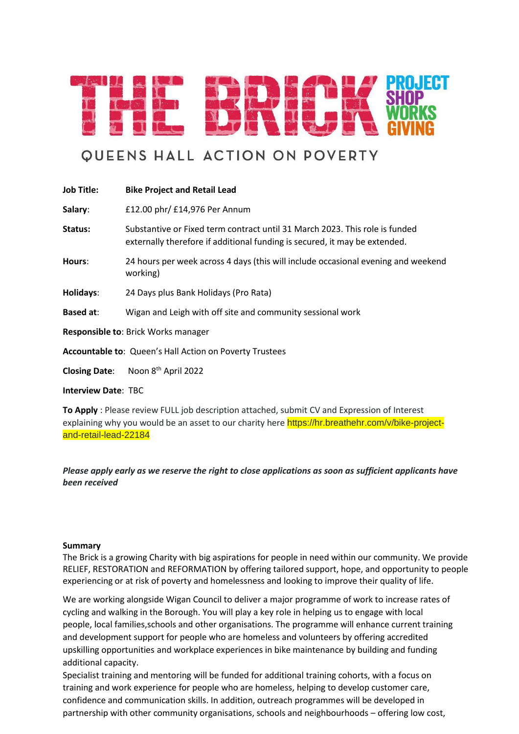# THE BRICK

PROJECT
SHOP
WORKS
GIVING

QUEENS HALL ACTION ON POVERTY

**Job Title:** **Bike Project and Retail Lead**

**Salary**: £12.00 phr/ £14,976 Per Annum

**Status:** Substantive or Fixed term contract until 31 March 2023. This role is funded externally therefore if additional funding is secured, it may be extended.

**Hours**: 24 hours per week across 4 days (this will include occasional evening and weekend working)

**Holidays**: 24 Days plus Bank Holidays (Pro Rata)

**Based at**: Wigan and Leigh with off site and community sessional work

**Responsible to**: Brick Works manager

**Accountable to**: Queen's Hall Action on Poverty Trustees

**Closing Date**: Noon 8th April 2022

**Interview Date**: TBC

**To Apply** : Please review FULL job description attached, submit CV and Expression of Interest explaining why you would be an asset to our charity here https://hr.breathehr.com/v/bike-project-and-retail-lead-22184

***Please apply early as we reserve the right to close applications as soon as sufficient applicants have been received***

**Summary**

The Brick is a growing Charity with big aspirations for people in need within our community. We provide RELIEF, RESTORATION and REFORMATION by offering tailored support, hope, and opportunity to people experiencing or at risk of poverty and homelessness and looking to improve their quality of life.

We are working alongside Wigan Council to deliver a major programme of work to increase rates of cycling and walking in the Borough. You will play a key role in helping us to engage with local people, local families,schools and other organisations. The programme will enhance current training and development support for people who are homeless and volunteers by offering accredited upskilling opportunities and workplace experiences in bike maintenance by building and funding additional capacity.

Specialist training and mentoring will be funded for additional training cohorts, with a focus on training and work experience for people who are homeless, helping to develop customer care, confidence and communication skills. In addition, outreach programmes will be developed in partnership with other community organisations, schools and neighbourhoods – offering low cost,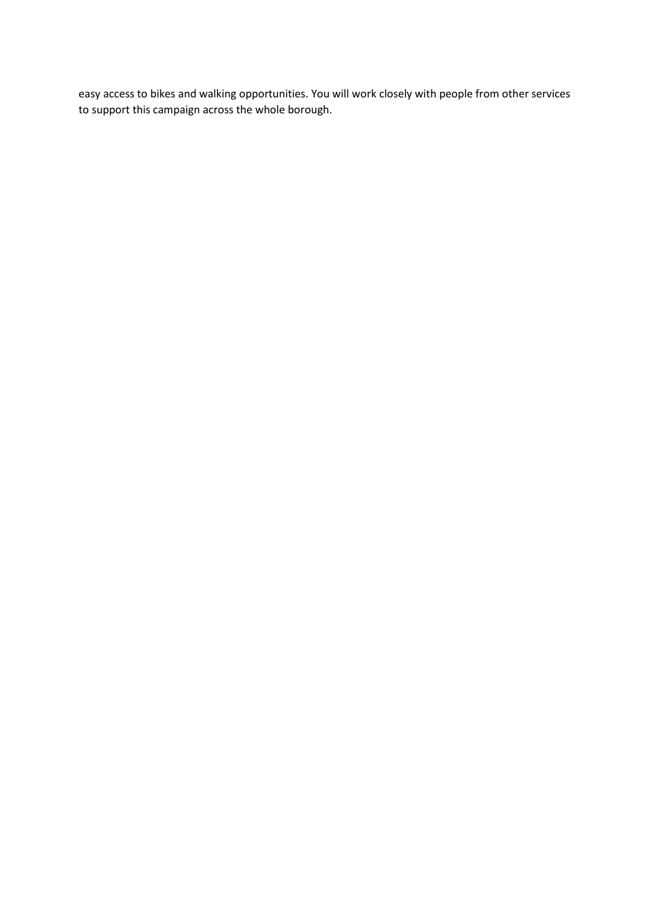easy access to bikes and walking opportunities. You will work closely with people from other services to support this campaign across the whole borough.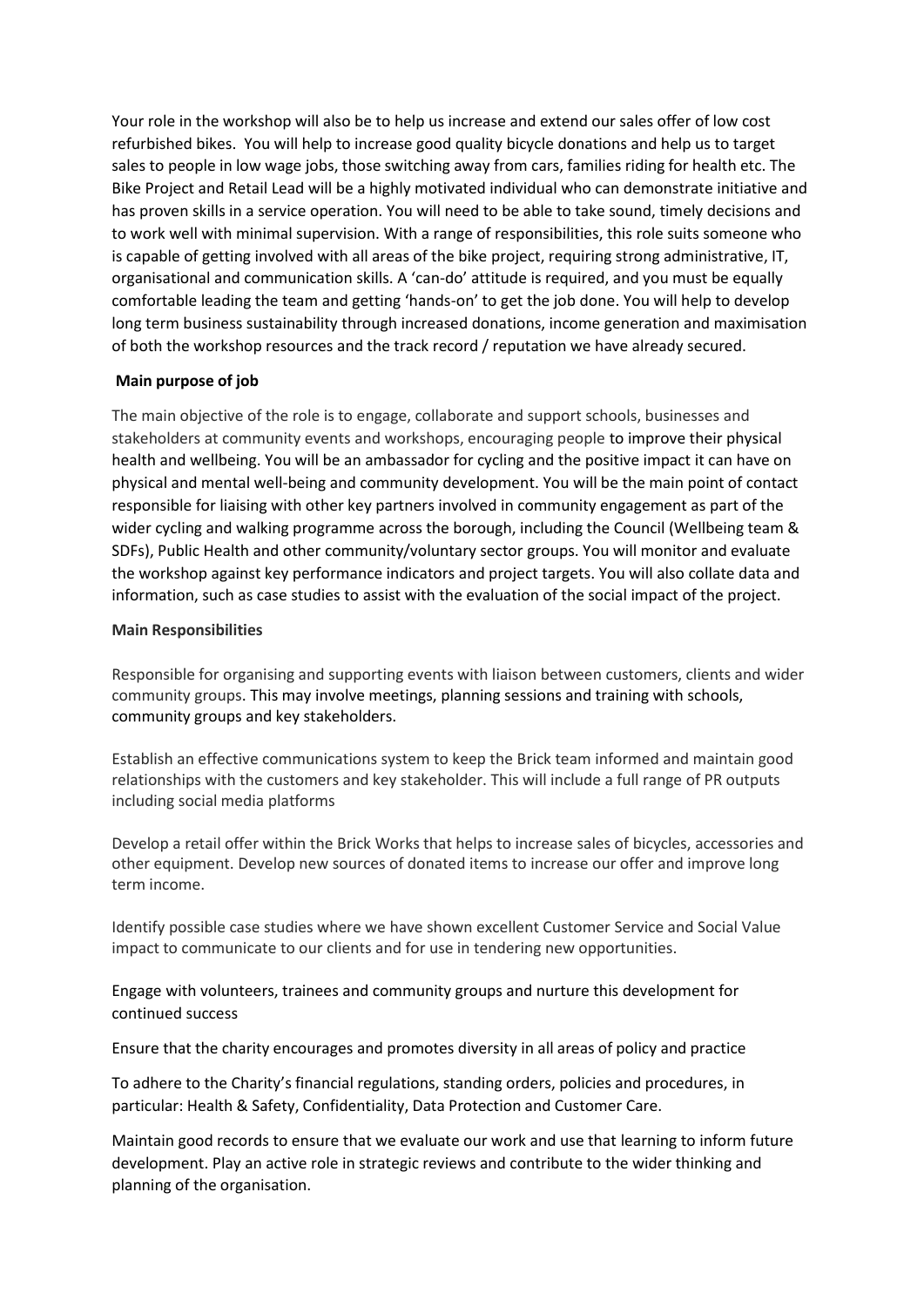Your role in the workshop will also be to help us increase and extend our sales offer of low cost refurbished bikes. You will help to increase good quality bicycle donations and help us to target sales to people in low wage jobs, those switching away from cars, families riding for health etc. The Bike Project and Retail Lead will be a highly motivated individual who can demonstrate initiative and has proven skills in a service operation. You will need to be able to take sound, timely decisions and to work well with minimal supervision. With a range of responsibilities, this role suits someone who is capable of getting involved with all areas of the bike project, requiring strong administrative, IT, organisational and communication skills. A 'can-do' attitude is required, and you must be equally comfortable leading the team and getting 'hands-on' to get the job done. You will help to develop long term business sustainability through increased donations, income generation and maximisation of both the workshop resources and the track record / reputation we have already secured.

**Main purpose of job**

The main objective of the role is to engage, collaborate and support schools, businesses and stakeholders at community events and workshops, encouraging people to improve their physical health and wellbeing. You will be an ambassador for cycling and the positive impact it can have on physical and mental well-being and community development. You will be the main point of contact responsible for liaising with other key partners involved in community engagement as part of the wider cycling and walking programme across the borough, including the Council (Wellbeing team & SDFs), Public Health and other community/voluntary sector groups. You will monitor and evaluate the workshop against key performance indicators and project targets. You will also collate data and information, such as case studies to assist with the evaluation of the social impact of the project.

**Main Responsibilities**

Responsible for organising and supporting events with liaison between customers, clients and wider community groups. This may involve meetings, planning sessions and training with schools, community groups and key stakeholders.

Establish an effective communications system to keep the Brick team informed and maintain good relationships with the customers and key stakeholder. This will include a full range of PR outputs including social media platforms

Develop a retail offer within the Brick Works that helps to increase sales of bicycles, accessories and other equipment. Develop new sources of donated items to increase our offer and improve long term income.

Identify possible case studies where we have shown excellent Customer Service and Social Value impact to communicate to our clients and for use in tendering new opportunities.

Engage with volunteers, trainees and community groups and nurture this development for continued success

Ensure that the charity encourages and promotes diversity in all areas of policy and practice

To adhere to the Charity's financial regulations, standing orders, policies and procedures, in particular: Health & Safety, Confidentiality, Data Protection and Customer Care.

Maintain good records to ensure that we evaluate our work and use that learning to inform future development. Play an active role in strategic reviews and contribute to the wider thinking and planning of the organisation.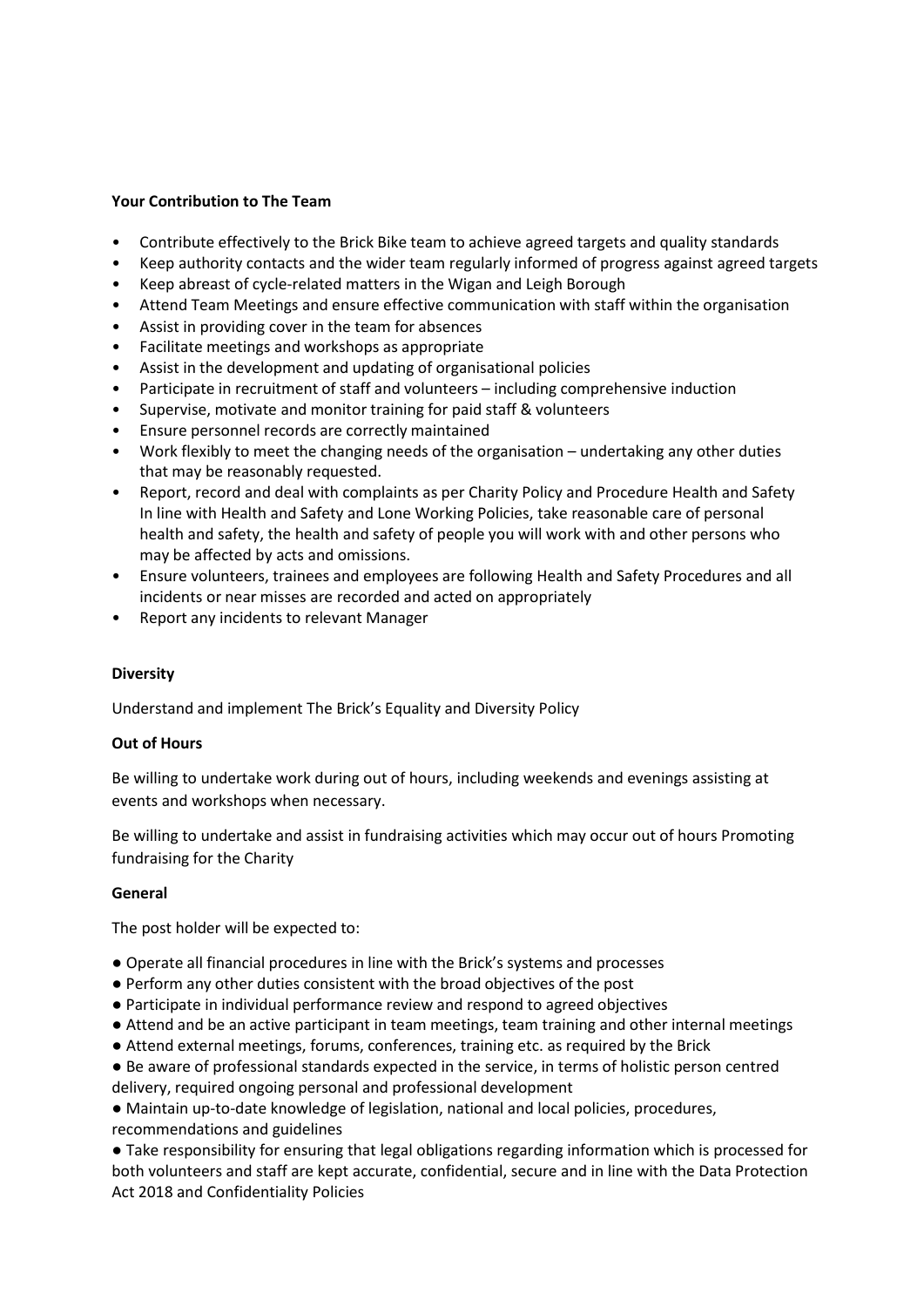**Your Contribution to The Team**

- Contribute effectively to the Brick Bike team to achieve agreed targets and quality standards
- Keep authority contacts and the wider team regularly informed of progress against agreed targets
- Keep abreast of cycle-related matters in the Wigan and Leigh Borough
- Attend Team Meetings and ensure effective communication with staff within the organisation
- Assist in providing cover in the team for absences
- Facilitate meetings and workshops as appropriate
- Assist in the development and updating of organisational policies
- Participate in recruitment of staff and volunteers – including comprehensive induction
- Supervise, motivate and monitor training for paid staff & volunteers
- Ensure personnel records are correctly maintained
- Work flexibly to meet the changing needs of the organisation – undertaking any other duties that may be reasonably requested.
- Report, record and deal with complaints as per Charity Policy and Procedure Health and Safety In line with Health and Safety and Lone Working Policies, take reasonable care of personal health and safety, the health and safety of people you will work with and other persons who may be affected by acts and omissions.
- Ensure volunteers, trainees and employees are following Health and Safety Procedures and all incidents or near misses are recorded and acted on appropriately
- Report any incidents to relevant Manager

**Diversity**

Understand and implement The Brick's Equality and Diversity Policy

**Out of Hours**

Be willing to undertake work during out of hours, including weekends and evenings assisting at events and workshops when necessary.

Be willing to undertake and assist in fundraising activities which may occur out of hours Promoting fundraising for the Charity

**General**

The post holder will be expected to:

- Operate all financial procedures in line with the Brick's systems and processes
- Perform any other duties consistent with the broad objectives of the post
- Participate in individual performance review and respond to agreed objectives
- Attend and be an active participant in team meetings, team training and other internal meetings
- Attend external meetings, forums, conferences, training etc. as required by the Brick
- Be aware of professional standards expected in the service, in terms of holistic person centred delivery, required ongoing personal and professional development
- Maintain up-to-date knowledge of legislation, national and local policies, procedures, recommendations and guidelines
- Take responsibility for ensuring that legal obligations regarding information which is processed for both volunteers and staff are kept accurate, confidential, secure and in line with the Data Protection Act 2018 and Confidentiality Policies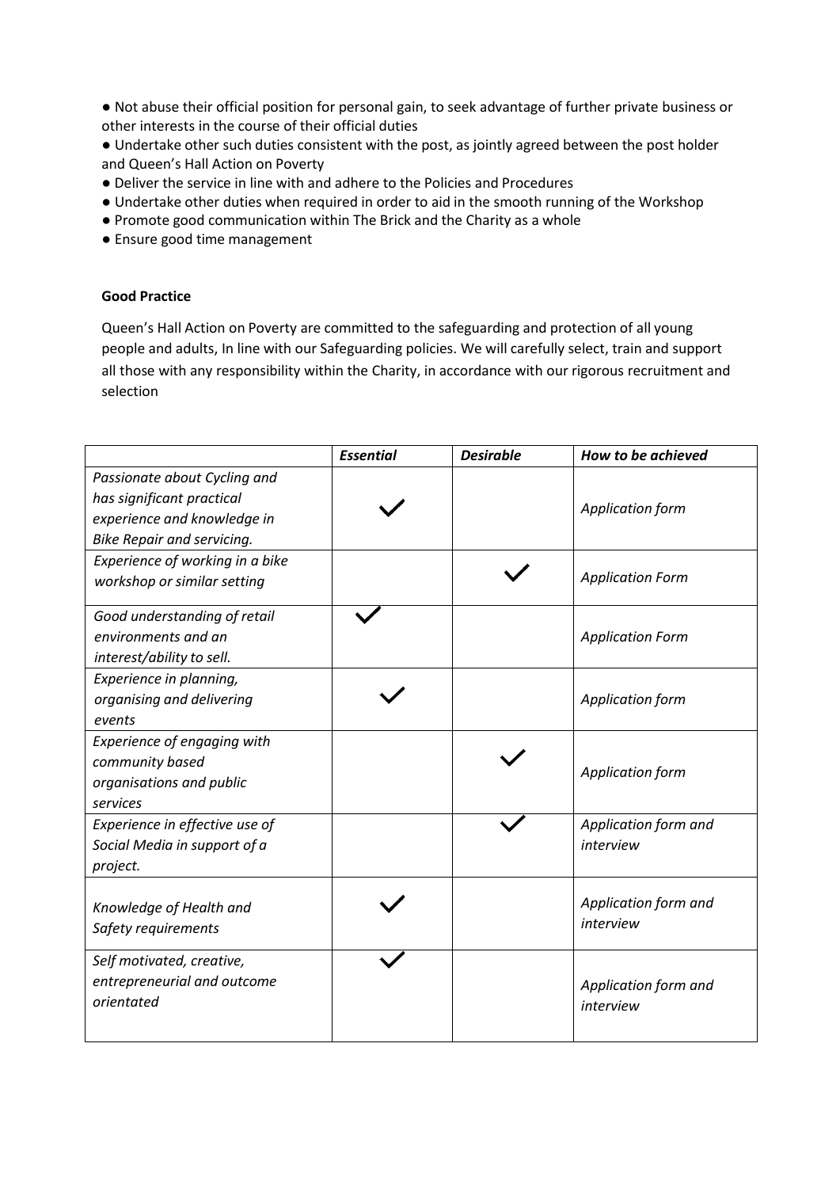- Not abuse their official position for personal gain, to seek advantage of further private business or other interests in the course of their official duties
- Undertake other such duties consistent with the post, as jointly agreed between the post holder and Queen's Hall Action on Poverty
- Deliver the service in line with and adhere to the Policies and Procedures
- Undertake other duties when required in order to aid in the smooth running of the Workshop
- Promote good communication within The Brick and the Charity as a whole
- Ensure good time management

**Good Practice**

Queen's Hall Action on Poverty are committed to the safeguarding and protection of all young people and adults, In line with our Safeguarding policies. We will carefully select, train and support all those with any responsibility within the Charity, in accordance with our rigorous recruitment and selection

| | ***Essential*** | ***Desirable*** | ***How to be achieved*** |
|---|---|---|---|
| *Passionate about Cycling and has significant practical experience and knowledge in Bike Repair and servicing.* | ✓ | | *Application form* |
| *Experience of working in a bike workshop or similar setting* | | ✓ | *Application Form* |
| *Good understanding of retail environments and an interest/ability to sell.* | ✓ | | *Application Form* |
| *Experience in planning, organising and delivering events* | ✓ | | *Application form* |
| *Experience of engaging with community based organisations and public services* | | ✓ | *Application form* |
| *Experience in effective use of Social Media in support of a project.* | | ✓ | *Application form and interview* |
| *Knowledge of Health and Safety requirements* | ✓ | | *Application form and interview* |
| *Self motivated, creative, entrepreneurial and outcome orientated* | ✓ | | *Application form and interview* |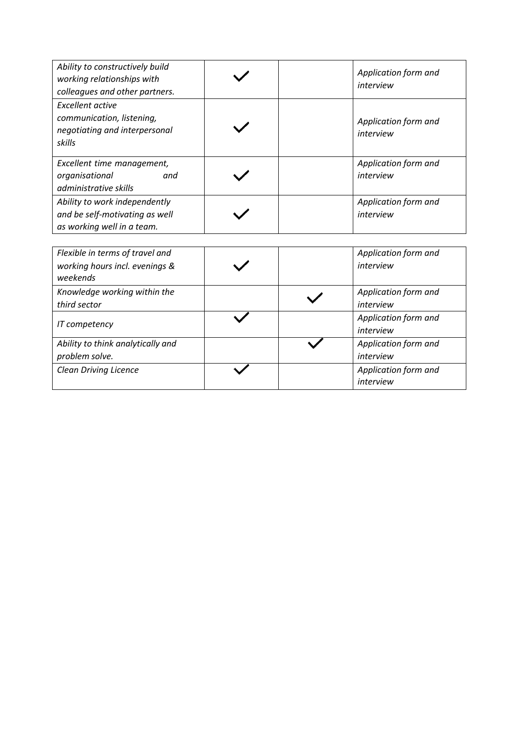| | | | |
|---|---|---|---|
| *Ability to constructively build working relationships with colleagues and other partners.* | ✓ | | *Application form and interview* |
| *Excellent active communication, listening, negotiating and interpersonal skills* | ✓ | | *Application form and interview* |
| *Excellent time management, organisational and administrative skills* | ✓ | | *Application form and interview* |
| *Ability to work independently and be self-motivating as well as working well in a team.* | ✓ | | *Application form and interview* |
| *Flexible in terms of travel and working hours incl. evenings & weekends* | ✓ | | *Application form and interview* |
| *Knowledge working within the third sector* | | ✓ | *Application form and interview* |
| *IT competency* | ✓ | | *Application form and interview* |
| *Ability to think analytically and problem solve.* | | ✓ | *Application form and interview* |
| *Clean Driving Licence* | ✓ | | *Application form and interview* |